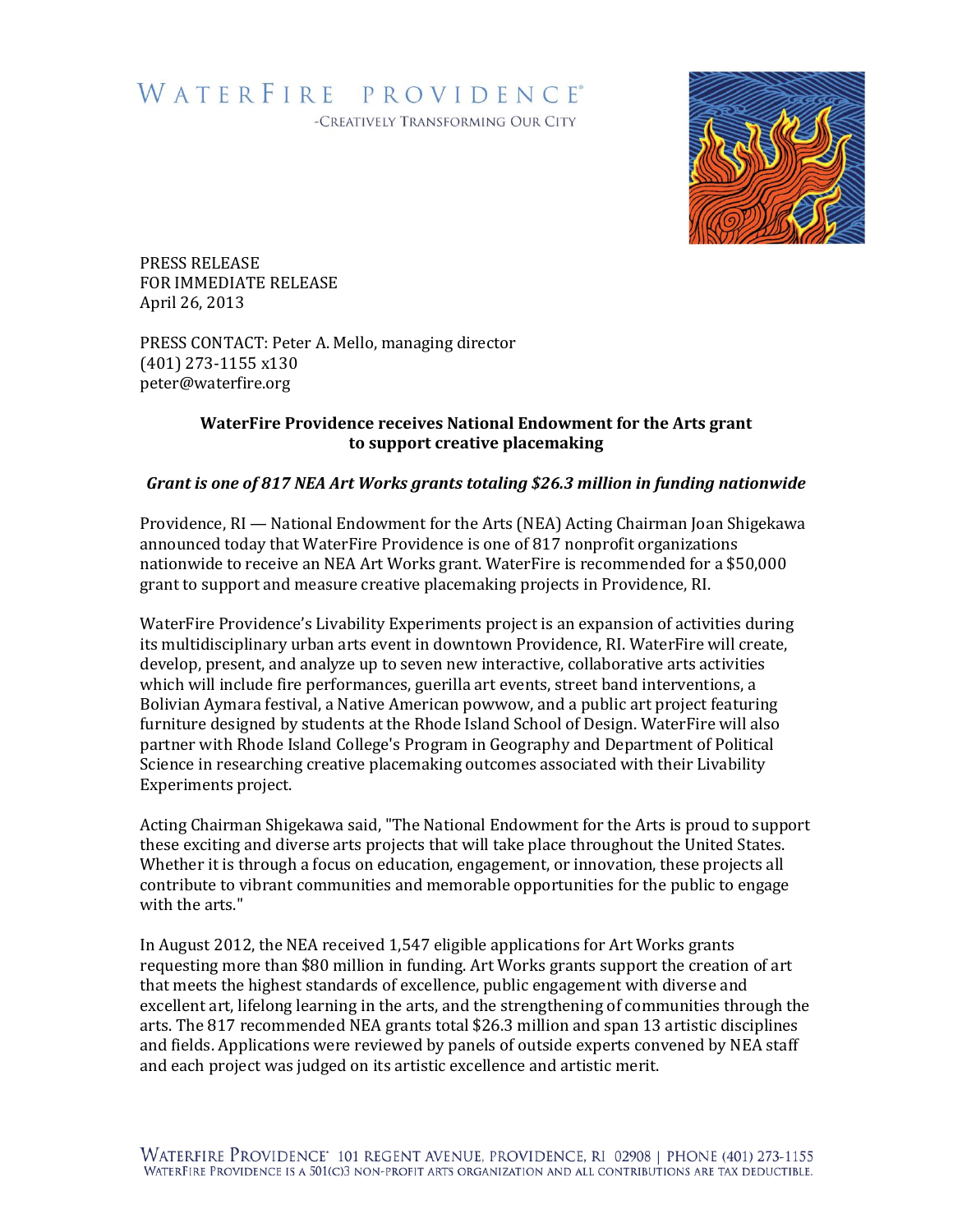WATERFIRE PROVIDENCE®

-CREATIVELY TRANSFORMING OUR CITY

PRESS RELEASE
FOR IMMEDIATE RELEASE
April 26, 2013

PRESS CONTACT: Peter A. Mello, managing director
(401) 273-1155 x130
peter@waterfire.org

## WaterFire Providence receives National Endowment for the Arts grant to support creative placemaking

***Grant is one of 817 NEA Art Works grants totaling $26.3 million in funding nationwide***

Providence, RI — National Endowment for the Arts (NEA) Acting Chairman Joan Shigekawa announced today that WaterFire Providence is one of 817 nonprofit organizations nationwide to receive an NEA Art Works grant. WaterFire is recommended for a $50,000 grant to support and measure creative placemaking projects in Providence, RI.

WaterFire Providence's Livability Experiments project is an expansion of activities during its multidisciplinary urban arts event in downtown Providence, RI. WaterFire will create, develop, present, and analyze up to seven new interactive, collaborative arts activities which will include fire performances, guerilla art events, street band interventions, a Bolivian Aymara festival, a Native American powwow, and a public art project featuring furniture designed by students at the Rhode Island School of Design. WaterFire will also partner with Rhode Island College's Program in Geography and Department of Political Science in researching creative placemaking outcomes associated with their Livability Experiments project.

Acting Chairman Shigekawa said, "The National Endowment for the Arts is proud to support these exciting and diverse arts projects that will take place throughout the United States. Whether it is through a focus on education, engagement, or innovation, these projects all contribute to vibrant communities and memorable opportunities for the public to engage with the arts."

In August 2012, the NEA received 1,547 eligible applications for Art Works grants requesting more than $80 million in funding. Art Works grants support the creation of art that meets the highest standards of excellence, public engagement with diverse and excellent art, lifelong learning in the arts, and the strengthening of communities through the arts. The 817 recommended NEA grants total $26.3 million and span 13 artistic disciplines and fields. Applications were reviewed by panels of outside experts convened by NEA staff and each project was judged on its artistic excellence and artistic merit.

WATERFIRE PROVIDENCE® 101 REGENT AVENUE, PROVIDENCE, RI 02908 | PHONE (401) 273-1155
WATERFIRE PROVIDENCE IS A 501(C)3 NON-PROFIT ARTS ORGANIZATION AND ALL CONTRIBUTIONS ARE TAX DEDUCTIBLE.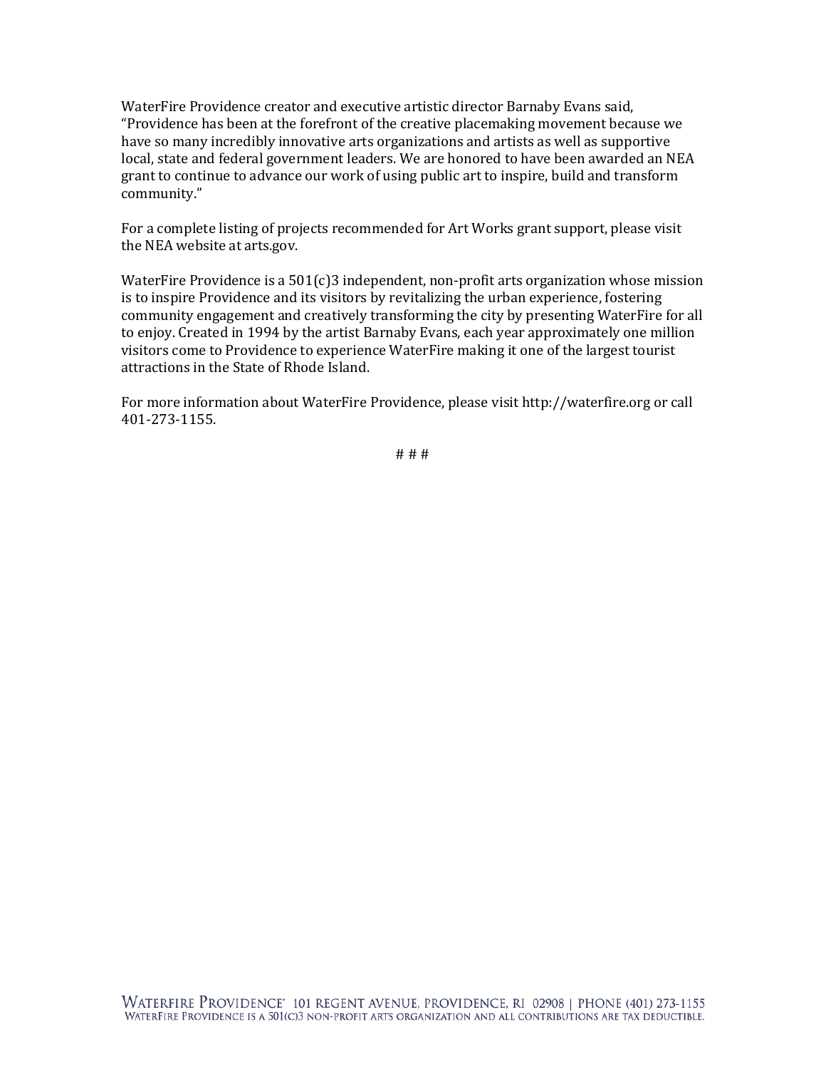WaterFire Providence creator and executive artistic director Barnaby Evans said, "Providence has been at the forefront of the creative placemaking movement because we have so many incredibly innovative arts organizations and artists as well as supportive local, state and federal government leaders. We are honored to have been awarded an NEA grant to continue to advance our work of using public art to inspire, build and transform community."

For a complete listing of projects recommended for Art Works grant support, please visit the NEA website at arts.gov.

WaterFire Providence is a 501(c)3 independent, non-profit arts organization whose mission is to inspire Providence and its visitors by revitalizing the urban experience, fostering community engagement and creatively transforming the city by presenting WaterFire for all to enjoy. Created in 1994 by the artist Barnaby Evans, each year approximately one million visitors come to Providence to experience WaterFire making it one of the largest tourist attractions in the State of Rhode Island.

For more information about WaterFire Providence, please visit http://waterfire.org or call 401-273-1155.

# # #